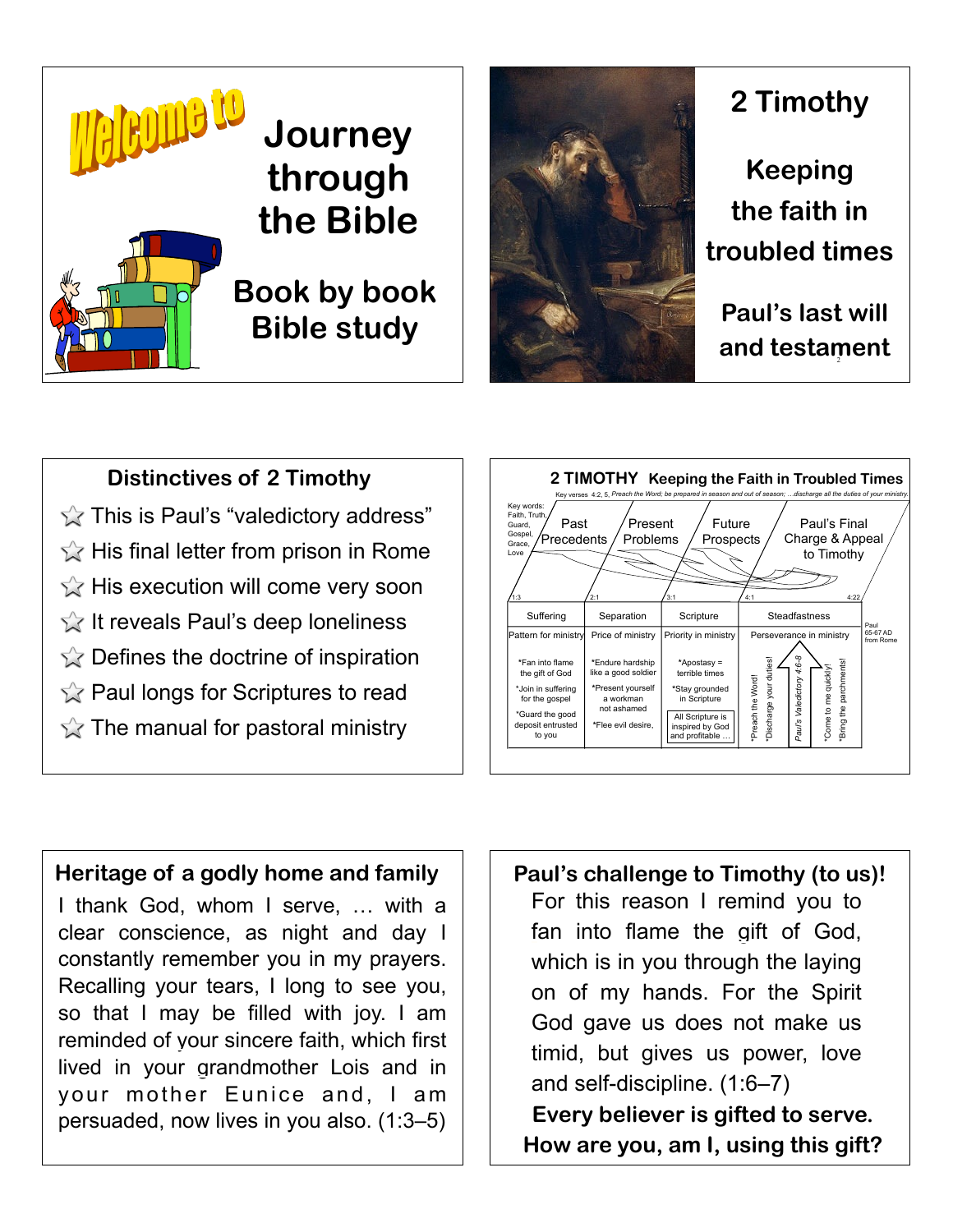# Welcome to Journey through the Bible

**Book by book Bible study**

---

# 2 Timothy

**Keeping the faith in troubled times**

**Paul's last will and testament**

---

## Distinctives of 2 Timothy

- This is Paul's "valedictory address"
- His final letter from prison in Rome
- His execution will come very soon
- It reveals Paul's deep loneliness
- Defines the doctrine of inspiration
- Paul longs for Scriptures to read
- The manual for pastoral ministry

---

## 2 TIMOTHY Keeping the Faith in Troubled Times

Key verses 4:2, 5, *Preach the Word; be prepared in season and out of season; …discharge all the duties of your ministry.*

Key words: Faith, Truth, Guard, Gospel, Grace, Love

| Past Precedents | Present Problems | Future Prospects | Paul's Final Charge & Appeal to Timothy |
|---|---|---|---|
| 1:3 | 2:1 | 3:1 | 4:1 – 4:22 |
| Suffering | Separation | Scripture | Steadfastness |
| Pattern for ministry | Price of ministry | Priority in ministry | Perseverance in ministry |
| *Fan into flame the gift of God<br>*Join in suffering for the gospel<br>*Guard the good deposit entrusted to you | *Endure hardship like a good soldier<br>*Present yourself a workman not ashamed<br>*Flee evil desire, | *Apostasy = terrible times<br>*Stay grounded in Scripture<br>All Scripture is inspired by God and profitable … | *Preach the Word!<br>*Discharge your duties!<br>Paul's Valedictory 4:6-8<br>*Come to me quickly!<br>*Bring the parchments! |

Paul 65-67 AD from Rome

---

## Heritage of a godly home and family

I thank God, whom I serve, … with a clear conscience, as night and day I constantly remember you in my prayers. Recalling your tears, I long to see you, so that I may be filled with joy. I am reminded of your sincere faith, which first lived in your grandmother Lois and in your mother Eunice and, I am persuaded, now lives in you also. (1:3–5)

---

## Paul's challenge to Timothy (to us)!

For this reason I remind you to fan into flame the gift of God, which is in you through the laying on of my hands. For the Spirit God gave us does not make us timid, but gives us power, love and self-discipline. (1:6–7)

**Every believer is gifted to serve.**

**How are you, am I, using this gift?**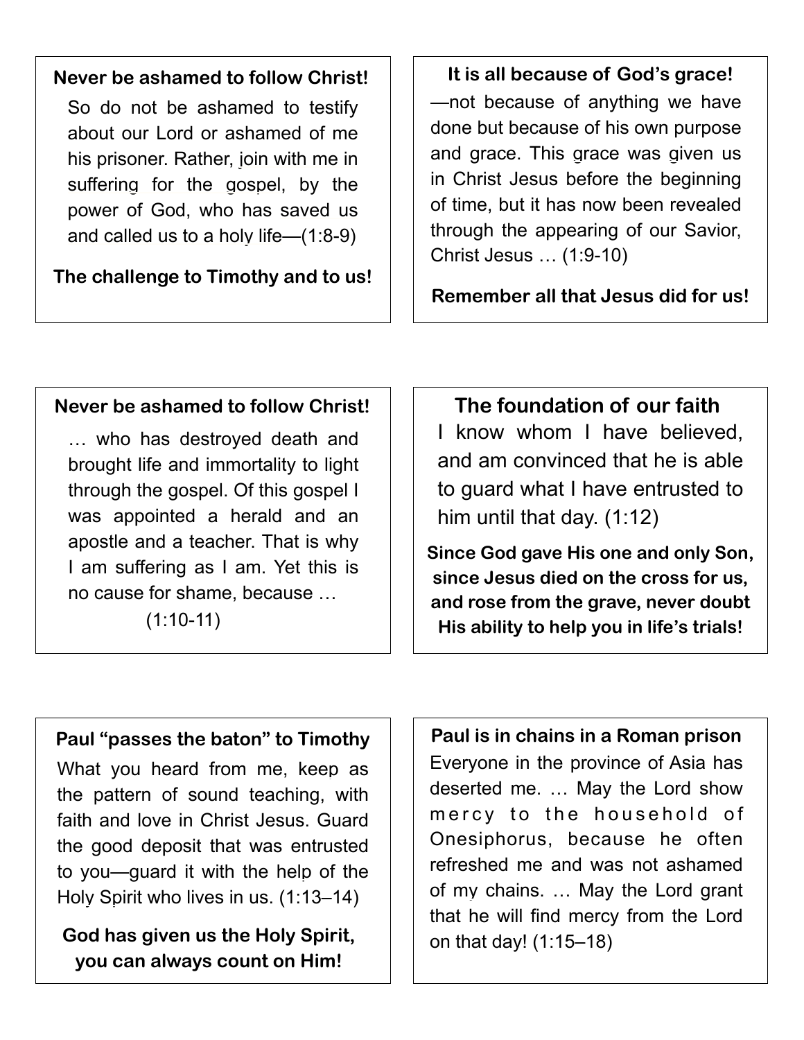**Never be ashamed to follow Christ!**

So do not be ashamed to testify about our Lord or ashamed of me his prisoner. Rather, join with me in suffering for the gospel, by the power of God, who has saved us and called us to a holy life—(1:8-9)

**The challenge to Timothy and to us!**

---

**It is all because of God's grace!**

—not because of anything we have done but because of his own purpose and grace. This grace was given us in Christ Jesus before the beginning of time, but it has now been revealed through the appearing of our Savior, Christ Jesus … (1:9-10)

**Remember all that Jesus did for us!**

---

**Never be ashamed to follow Christ!**

… who has destroyed death and brought life and immortality to light through the gospel. Of this gospel I was appointed a herald and an apostle and a teacher. That is why I am suffering as I am. Yet this is no cause for shame, because …

(1:10-11)

---

**The foundation of our faith**

I know whom I have believed, and am convinced that he is able to guard what I have entrusted to him until that day. (1:12)

**Since God gave His one and only Son, since Jesus died on the cross for us, and rose from the grave, never doubt His ability to help you in life's trials!**

---

**Paul "passes the baton" to Timothy**

What you heard from me, keep as the pattern of sound teaching, with faith and love in Christ Jesus. Guard the good deposit that was entrusted to you—guard it with the help of the Holy Spirit who lives in us. (1:13–14)

**God has given us the Holy Spirit, you can always count on Him!**

---

**Paul is in chains in a Roman prison**

Everyone in the province of Asia has deserted me. … May the Lord show mercy to the household of Onesiphorus, because he often refreshed me and was not ashamed of my chains. … May the Lord grant that he will find mercy from the Lord on that day! (1:15–18)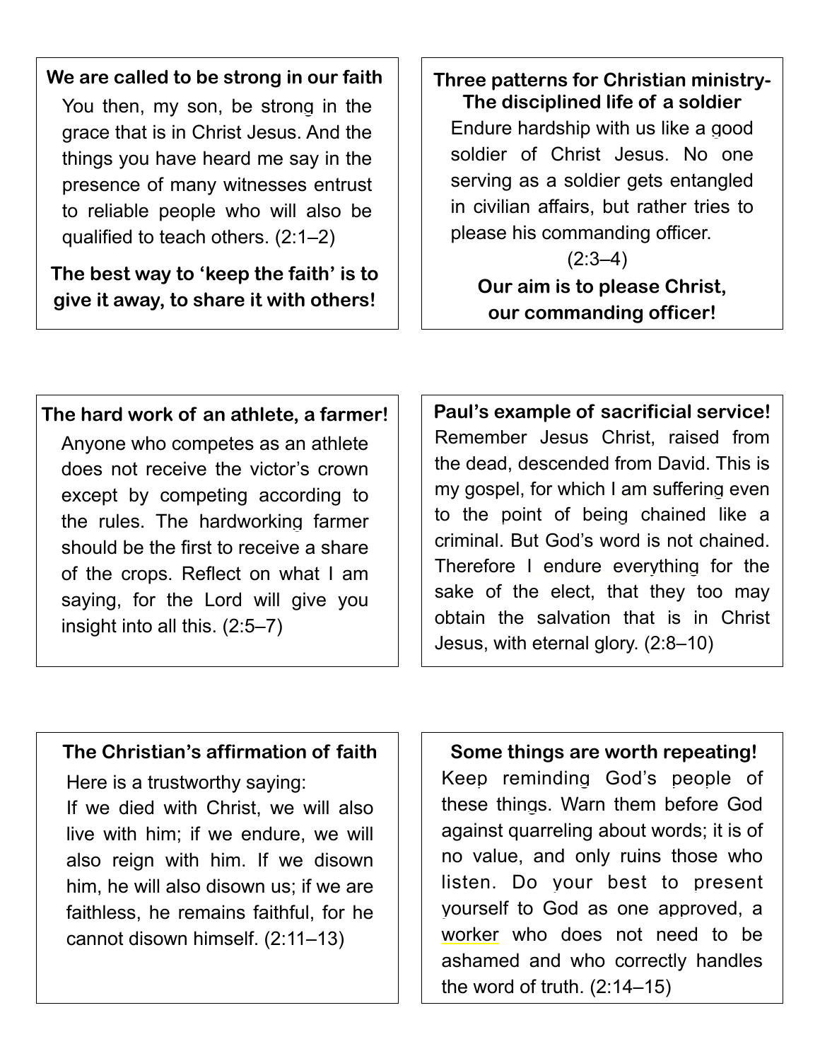### We are called to be strong in our faith

You then, my son, be strong in the grace that is in Christ Jesus. And the things you have heard me say in the presence of many witnesses entrust to reliable people who will also be qualified to teach others. (2:1–2)

**The best way to 'keep the faith' is to give it away, to share it with others!**

### Three patterns for Christian ministry- The disciplined life of a soldier

Endure hardship with us like a good soldier of Christ Jesus. No one serving as a soldier gets entangled in civilian affairs, but rather tries to please his commanding officer. (2:3–4)

**Our aim is to please Christ, our commanding officer!**

### The hard work of an athlete, a farmer!

Anyone who competes as an athlete does not receive the victor's crown except by competing according to the rules. The hardworking farmer should be the first to receive a share of the crops. Reflect on what I am saying, for the Lord will give you insight into all this. (2:5–7)

### Paul's example of sacrificial service!

Remember Jesus Christ, raised from the dead, descended from David. This is my gospel, for which I am suffering even to the point of being chained like a criminal. But God's word is not chained. Therefore I endure everything for the sake of the elect, that they too may obtain the salvation that is in Christ Jesus, with eternal glory. (2:8–10)

### The Christian's affirmation of faith

Here is a trustworthy saying:
If we died with Christ, we will also live with him; if we endure, we will also reign with him. If we disown him, he will also disown us; if we are faithless, he remains faithful, for he cannot disown himself. (2:11–13)

### Some things are worth repeating!

Keep reminding God's people of these things. Warn them before God against quarreling about words; it is of no value, and only ruins those who listen. Do your best to present yourself to God as one approved, a worker who does not need to be ashamed and who correctly handles the word of truth. (2:14–15)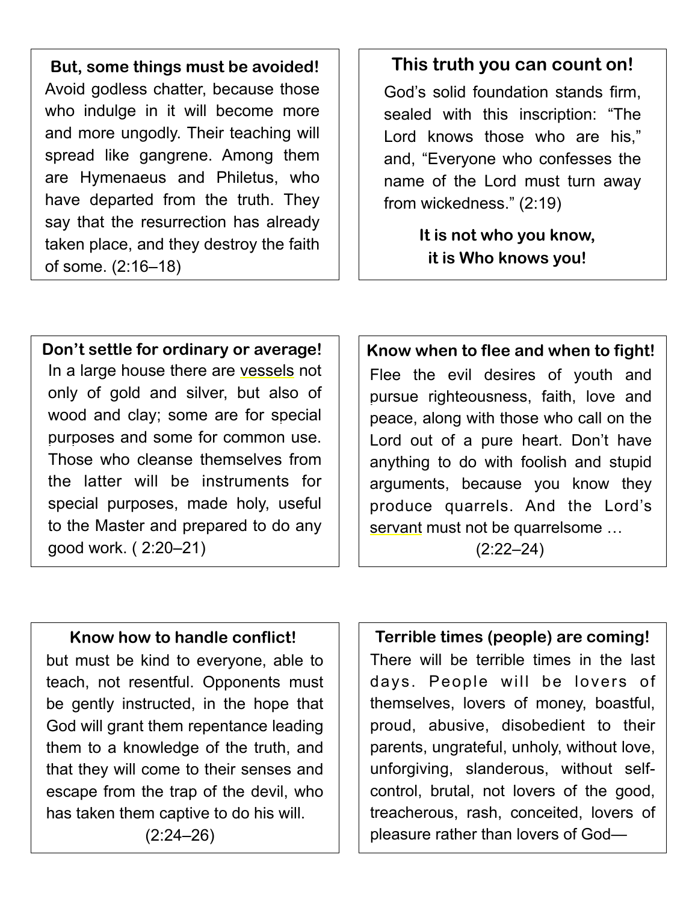**But, some things must be avoided!**

Avoid godless chatter, because those who indulge in it will become more and more ungodly. Their teaching will spread like gangrene. Among them are Hymenaeus and Philetus, who have departed from the truth. They say that the resurrection has already taken place, and they destroy the faith of some. (2:16–18)

**This truth you can count on!**

God's solid foundation stands firm, sealed with this inscription: "The Lord knows those who are his," and, "Everyone who confesses the name of the Lord must turn away from wickedness." (2:19)

**It is not who you know,
it is Who knows you!**

**Don't settle for ordinary or average!**

In a large house there are vessels not only of gold and silver, but also of wood and clay; some are for special purposes and some for common use. Those who cleanse themselves from the latter will be instruments for special purposes, made holy, useful to the Master and prepared to do any good work. ( 2:20–21)

**Know when to flee and when to fight!**

Flee the evil desires of youth and pursue righteousness, faith, love and peace, along with those who call on the Lord out of a pure heart. Don't have anything to do with foolish and stupid arguments, because you know they produce quarrels. And the Lord's servant must not be quarrelsome …

(2:22–24)

**Know how to handle conflict!**

but must be kind to everyone, able to teach, not resentful. Opponents must be gently instructed, in the hope that God will grant them repentance leading them to a knowledge of the truth, and that they will come to their senses and escape from the trap of the devil, who has taken them captive to do his will.

(2:24–26)

**Terrible times (people) are coming!**

There will be terrible times in the last days. People will be lovers of themselves, lovers of money, boastful, proud, abusive, disobedient to their parents, ungrateful, unholy, without love, unforgiving, slanderous, without self-control, brutal, not lovers of the good, treacherous, rash, conceited, lovers of pleasure rather than lovers of God—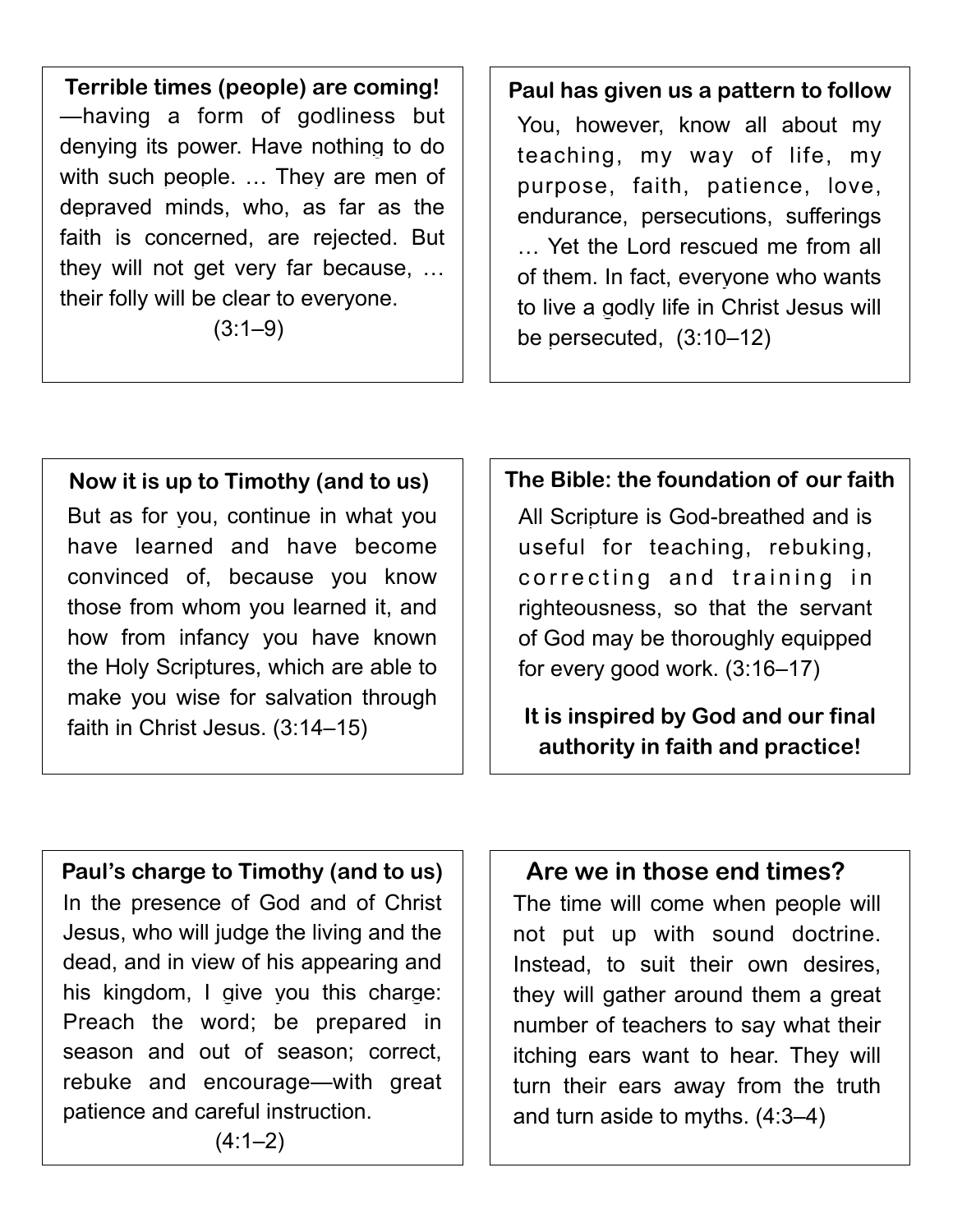**Terrible times (people) are coming!**

—having a form of godliness but denying its power. Have nothing to do with such people. … They are men of depraved minds, who, as far as the faith is concerned, are rejected. But they will not get very far because, … their folly will be clear to everyone.

(3:1–9)

**Paul has given us a pattern to follow**

You, however, know all about my teaching, my way of life, my purpose, faith, patience, love, endurance, persecutions, sufferings … Yet the Lord rescued me from all of them. In fact, everyone who wants to live a godly life in Christ Jesus will be persecuted, (3:10–12)

**Now it is up to Timothy (and to us)**

But as for you, continue in what you have learned and have become convinced of, because you know those from whom you learned it, and how from infancy you have known the Holy Scriptures, which are able to make you wise for salvation through faith in Christ Jesus. (3:14–15)

**The Bible: the foundation of our faith**

All Scripture is God-breathed and is useful for teaching, rebuking, correcting and training in righteousness, so that the servant of God may be thoroughly equipped for every good work. (3:16–17)

**It is inspired by God and our final authority in faith and practice!**

**Paul's charge to Timothy (and to us)**

In the presence of God and of Christ Jesus, who will judge the living and the dead, and in view of his appearing and his kingdom, I give you this charge: Preach the word; be prepared in season and out of season; correct, rebuke and encourage—with great patience and careful instruction.

(4:1–2)

**Are we in those end times?**

The time will come when people will not put up with sound doctrine. Instead, to suit their own desires, they will gather around them a great number of teachers to say what their itching ears want to hear. They will turn their ears away from the truth and turn aside to myths. (4:3–4)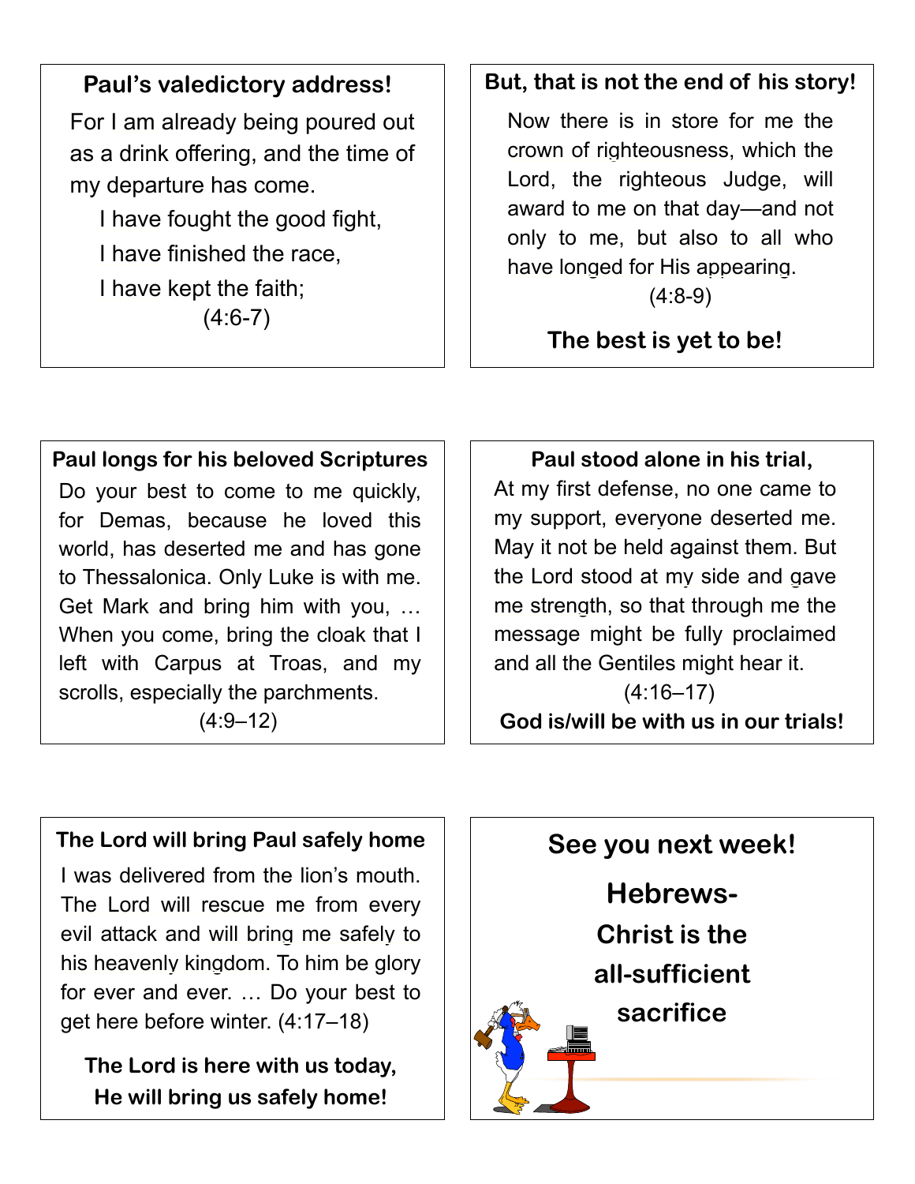## Paul's valedictory address!

For I am already being poured out as a drink offering, and the time of my departure has come.

I have fought the good fight,

I have finished the race,

I have kept the faith;

(4:6-7)

## But, that is not the end of his story!

Now there is in store for me the crown of righteousness, which the Lord, the righteous Judge, will award to me on that day—and not only to me, but also to all who have longed for His appearing.

(4:8-9)

**The best is yet to be!**

## Paul longs for his beloved Scriptures

Do your best to come to me quickly, for Demas, because he loved this world, has deserted me and has gone to Thessalonica. Only Luke is with me. Get Mark and bring him with you, … When you come, bring the cloak that I left with Carpus at Troas, and my scrolls, especially the parchments.

(4:9–12)

## Paul stood alone in his trial,

At my first defense, no one came to my support, everyone deserted me. May it not be held against them. But the Lord stood at my side and gave me strength, so that through me the message might be fully proclaimed and all the Gentiles might hear it.

(4:16–17)

**God is/will be with us in our trials!**

## The Lord will bring Paul safely home

I was delivered from the lion's mouth. The Lord will rescue me from every evil attack and will bring me safely to his heavenly kingdom. To him be glory for ever and ever. … Do your best to get here before winter. (4:17–18)

**The Lord is here with us today,**
**He will bring us safely home!**

## See you next week!

**Hebrews-**
**Christ is the all-sufficient sacrifice**